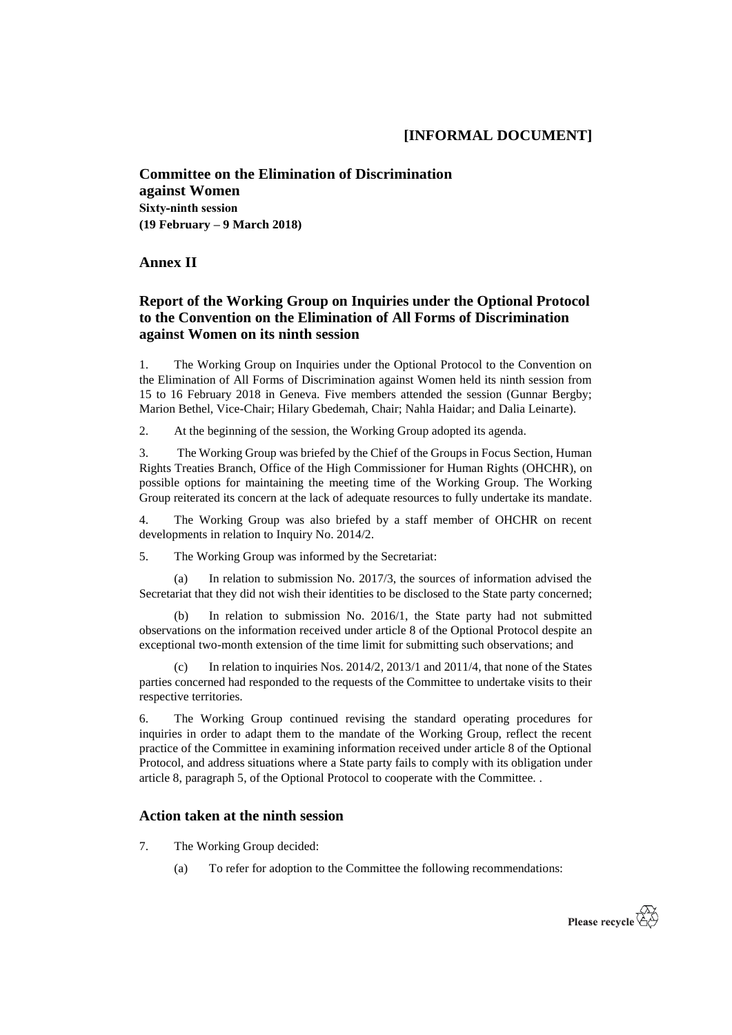**[INFORMAL DOCUMENT]**

**Committee on the Elimination of Discrimination against Women**
**Sixty-ninth session**
**(19 February – 9 March 2018)**

## Annex II

## Report of the Working Group on Inquiries under the Optional Protocol to the Convention on the Elimination of All Forms of Discrimination against Women on its ninth session

1. The Working Group on Inquiries under the Optional Protocol to the Convention on the Elimination of All Forms of Discrimination against Women held its ninth session from 15 to 16 February 2018 in Geneva. Five members attended the session (Gunnar Bergby; Marion Bethel, Vice-Chair; Hilary Gbedemah, Chair; Nahla Haidar; and Dalia Leinarte).

2. At the beginning of the session, the Working Group adopted its agenda.

3. The Working Group was briefed by the Chief of the Groups in Focus Section, Human Rights Treaties Branch, Office of the High Commissioner for Human Rights (OHCHR), on possible options for maintaining the meeting time of the Working Group. The Working Group reiterated its concern at the lack of adequate resources to fully undertake its mandate.

4. The Working Group was also briefed by a staff member of OHCHR on recent developments in relation to Inquiry No. 2014/2.

5. The Working Group was informed by the Secretariat:

(a) In relation to submission No. 2017/3, the sources of information advised the Secretariat that they did not wish their identities to be disclosed to the State party concerned;

(b) In relation to submission No. 2016/1, the State party had not submitted observations on the information received under article 8 of the Optional Protocol despite an exceptional two-month extension of the time limit for submitting such observations; and

(c) In relation to inquiries Nos. 2014/2, 2013/1 and 2011/4, that none of the States parties concerned had responded to the requests of the Committee to undertake visits to their respective territories.

6. The Working Group continued revising the standard operating procedures for inquiries in order to adapt them to the mandate of the Working Group, reflect the recent practice of the Committee in examining information received under article 8 of the Optional Protocol, and address situations where a State party fails to comply with its obligation under article 8, paragraph 5, of the Optional Protocol to cooperate with the Committee. .

## Action taken at the ninth session

7. The Working Group decided:

(a) To refer for adoption to the Committee the following recommendations: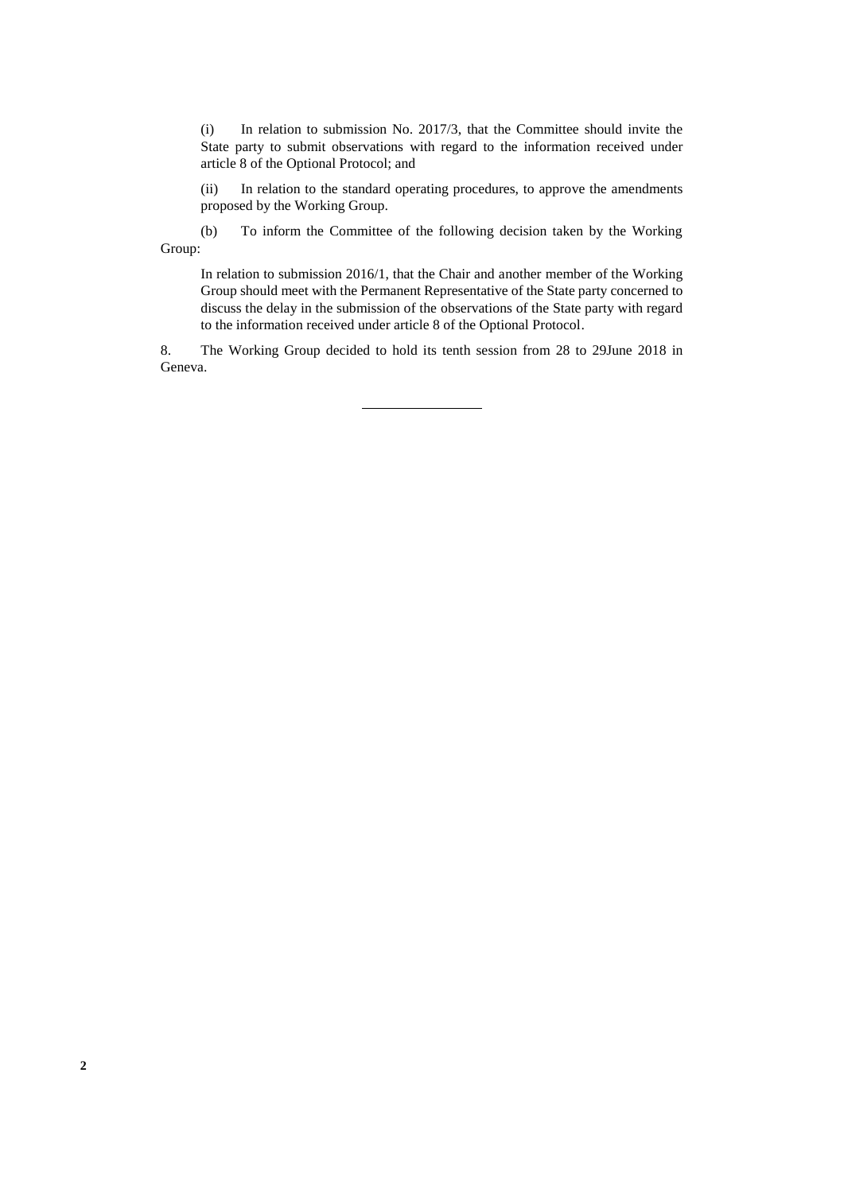(i) In relation to submission No. 2017/3, that the Committee should invite the State party to submit observations with regard to the information received under article 8 of the Optional Protocol; and

(ii) In relation to the standard operating procedures, to approve the amendments proposed by the Working Group.

(b) To inform the Committee of the following decision taken by the Working Group:

In relation to submission 2016/1, that the Chair and another member of the Working Group should meet with the Permanent Representative of the State party concerned to discuss the delay in the submission of the observations of the State party with regard to the information received under article 8 of the Optional Protocol.

8. The Working Group decided to hold its tenth session from 28 to 29June 2018 in Geneva.